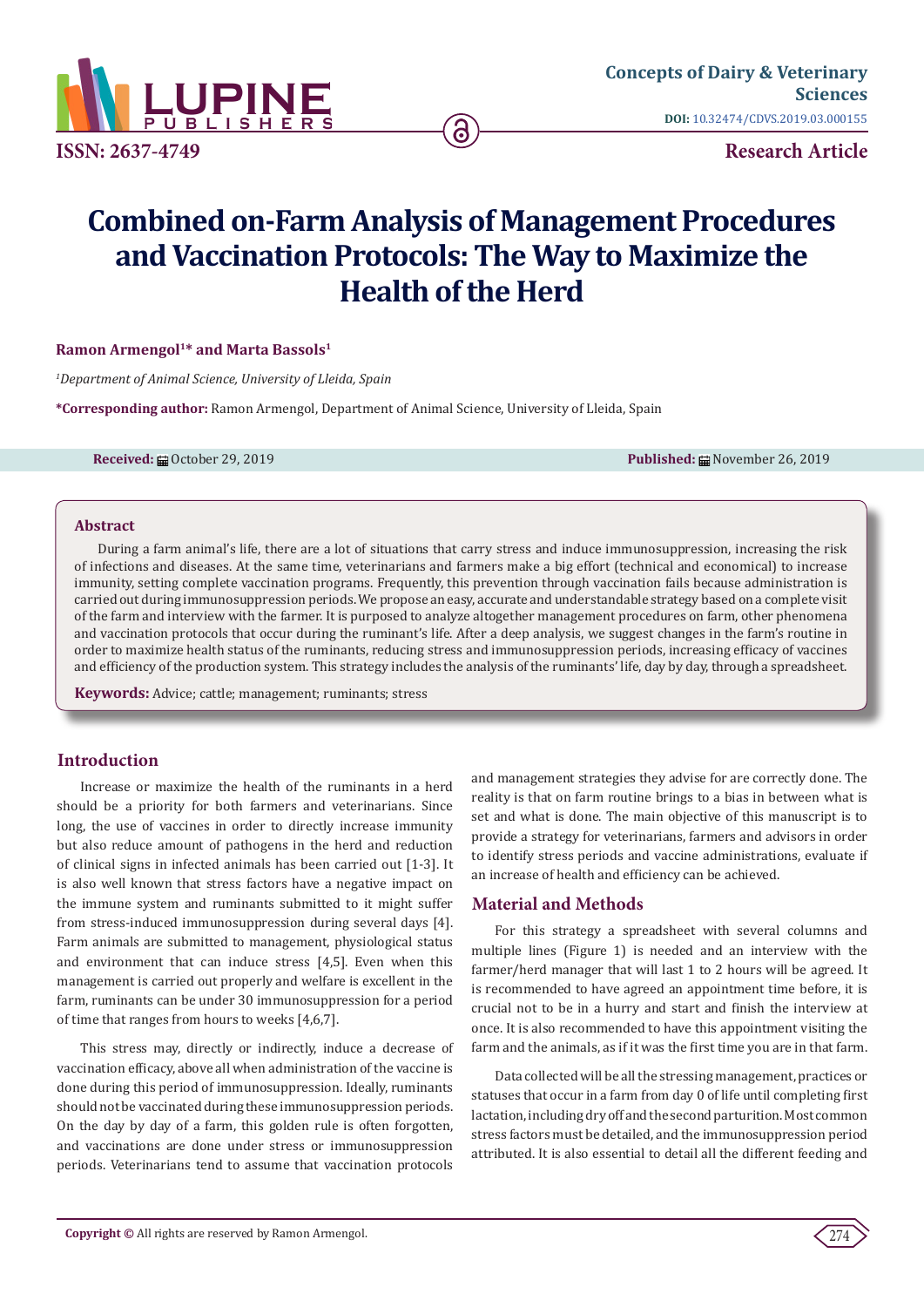# Combined on-Farm Analysis of Management Procedures and Vaccination Protocols: The Way to Maximize the Health of the Herd

**Ramon Armengol[1]* and Marta Bassols[1]**

*[1]Department of Animal Science, University of Lleida, Spain*

**\*Corresponding author:** Ramon Armengol, Department of Animal Science, University of Lleida, Spain

**Received:** October 29, 2019 **Published:** November 26, 2019

## Abstract

During a farm animal's life, there are a lot of situations that carry stress and induce immunosuppression, increasing the risk of infections and diseases. At the same time, veterinarians and farmers make a big effort (technical and economical) to increase immunity, setting complete vaccination programs. Frequently, this prevention through vaccination fails because administration is carried out during immunosuppression periods. We propose an easy, accurate and understandable strategy based on a complete visit of the farm and interview with the farmer. It is purposed to analyze altogether management procedures on farm, other phenomena and vaccination protocols that occur during the ruminant's life. After a deep analysis, we suggest changes in the farm's routine in order to maximize health status of the ruminants, reducing stress and immunosuppression periods, increasing efficacy of vaccines and efficiency of the production system. This strategy includes the analysis of the ruminants' life, day by day, through a spreadsheet.

**Keywords:** Advice; cattle; management; ruminants; stress

## Introduction

Increase or maximize the health of the ruminants in a herd should be a priority for both farmers and veterinarians. Since long, the use of vaccines in order to directly increase immunity but also reduce amount of pathogens in the herd and reduction of clinical signs in infected animals has been carried out [1-3]. It is also well known that stress factors have a negative impact on the immune system and ruminants submitted to it might suffer from stress-induced immunosuppression during several days [4]. Farm animals are submitted to management, physiological status and environment that can induce stress [4,5]. Even when this management is carried out properly and welfare is excellent in the farm, ruminants can be under 30 immunosuppression for a period of time that ranges from hours to weeks [4,6,7].

This stress may, directly or indirectly, induce a decrease of vaccination efficacy, above all when administration of the vaccine is done during this period of immunosuppression. Ideally, ruminants should not be vaccinated during these immunosuppression periods. On the day by day of a farm, this golden rule is often forgotten, and vaccinations are done under stress or immunosuppression periods. Veterinarians tend to assume that vaccination protocols and management strategies they advise for are correctly done. The reality is that on farm routine brings to a bias in between what is set and what is done. The main objective of this manuscript is to provide a strategy for veterinarians, farmers and advisors in order to identify stress periods and vaccine administrations, evaluate if an increase of health and efficiency can be achieved.

## Material and Methods

For this strategy a spreadsheet with several columns and multiple lines (Figure 1) is needed and an interview with the farmer/herd manager that will last 1 to 2 hours will be agreed. It is recommended to have agreed an appointment time before, it is crucial not to be in a hurry and start and finish the interview at once. It is also recommended to have this appointment visiting the farm and the animals, as if it was the first time you are in that farm.

Data collected will be all the stressing management, practices or statuses that occur in a farm from day 0 of life until completing first lactation, including dry off and the second parturition. Most common stress factors must be detailed, and the immunosuppression period attributed. It is also essential to detail all the different feeding and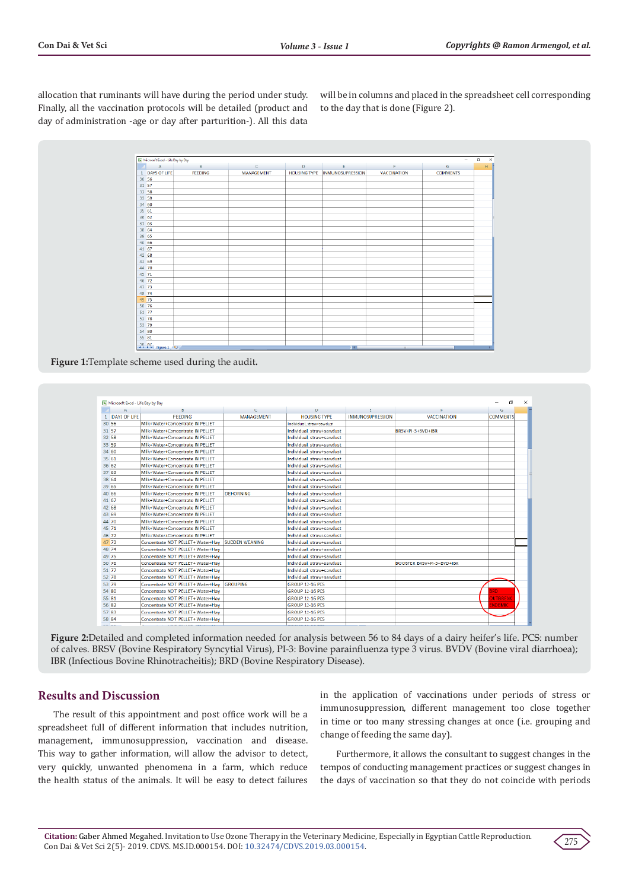allocation that ruminants will have during the period under study. Finally, all the vaccination protocols will be detailed (product and day of administration -age or day after parturition-). All this data will be in columns and placed in the spreadsheet cell corresponding to the day that is done (Figure 2).

**Figure 1:**Template scheme used during the audit**.**

**Figure 2:**Detailed and completed information needed for analysis between 56 to 84 days of a dairy heifer's life. PCS: number of calves. BRSV (Bovine Respiratory Syncytial Virus), PI-3: Bovine parainfluenza type 3 virus. BVDV (Bovine viral diarrhoea); IBR (Infectious Bovine Rhinotracheitis); BRD (Bovine Respiratory Disease).

## Results and Discussion

The result of this appointment and post office work will be a spreadsheet full of different information that includes nutrition, management, immunosuppression, vaccination and disease. This way to gather information, will allow the advisor to detect, very quickly, unwanted phenomena in a farm, which reduce the health status of the animals. It will be easy to detect failures in the application of vaccinations under periods of stress or immunosuppression, different management too close together in time or too many stressing changes at once (i.e. grouping and change of feeding the same day).

Furthermore, it allows the consultant to suggest changes in the tempos of conducting management practices or suggest changes in the days of vaccination so that they do not coincide with periods

**Citation:** Gaber Ahmed Megahed. Invitation to Use Ozone Therapy in the Veterinary Medicine, Especially in Egyptian Cattle Reproduction. Con Dai & Vet Sci 2(5)- 2019. CDVS. MS.ID.000154. DOI: 10.32474/CDVS.2019.03.000154.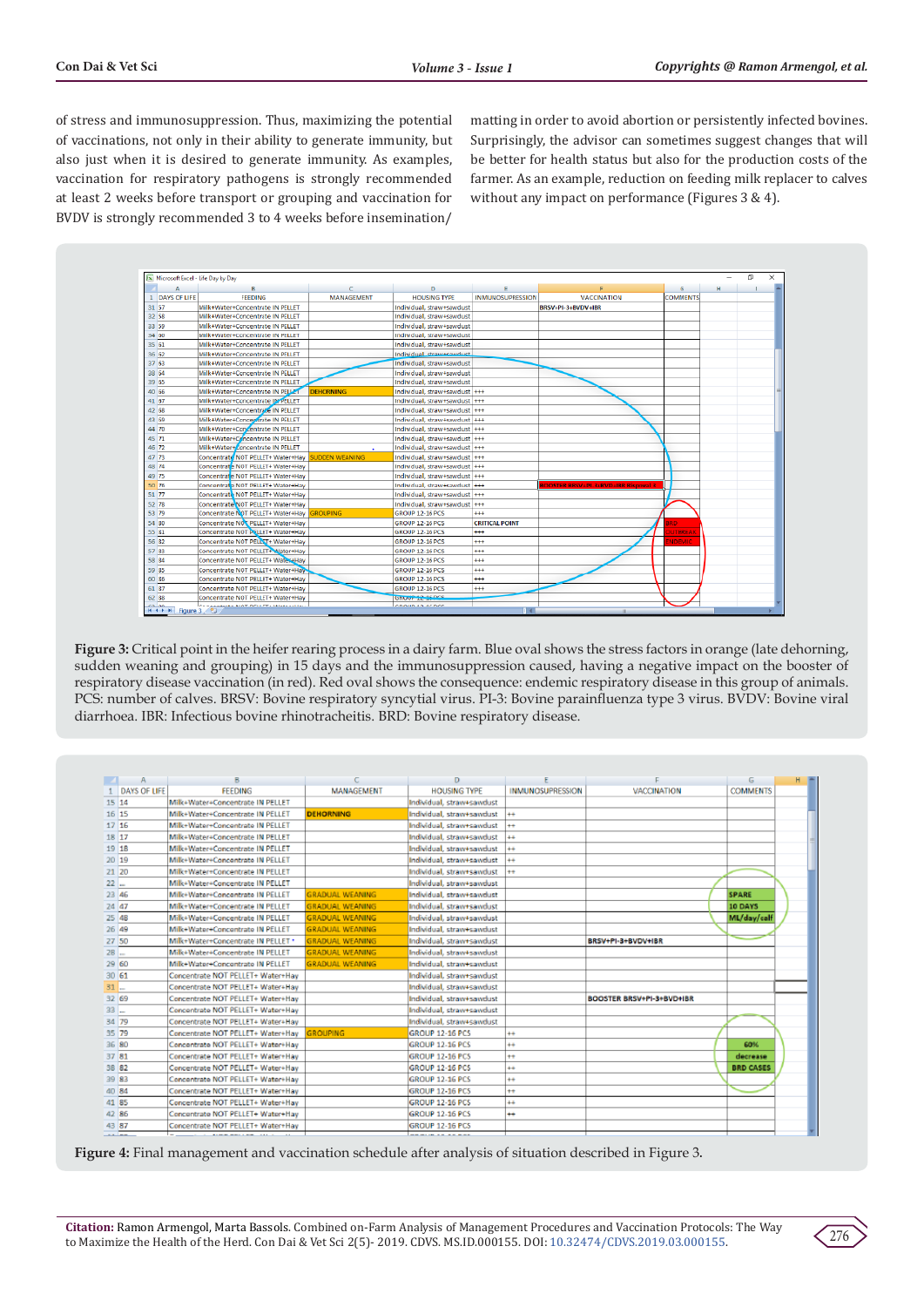of stress and immunosuppression. Thus, maximizing the potential of vaccinations, not only in their ability to generate immunity, but also just when it is desired to generate immunity. As examples, vaccination for respiratory pathogens is strongly recommended at least 2 weeks before transport or grouping and vaccination for BVDV is strongly recommended 3 to 4 weeks before insemination/matting in order to avoid abortion or persistently infected bovines. Surprisingly, the advisor can sometimes suggest changes that will be better for health status but also for the production costs of the farmer. As an example, reduction on feeding milk replacer to calves without any impact on performance (Figures 3 & 4).

**Figure 3:** Critical point in the heifer rearing process in a dairy farm. Blue oval shows the stress factors in orange (late dehorning, sudden weaning and grouping) in 15 days and the immunosuppression caused, having a negative impact on the booster of respiratory disease vaccination (in red). Red oval shows the consequence: endemic respiratory disease in this group of animals. PCS: number of calves. BRSV: Bovine respiratory syncytial virus. PI-3: Bovine parainfluenza type 3 virus. BVDV: Bovine viral diarrhoea. IBR: Infectious bovine rhinotracheitis. BRD: Bovine respiratory disease.

**Figure 4:** Final management and vaccination schedule after analysis of situation described in Figure 3.

**Citation:** Ramon Armengol, Marta Bassols. Combined on-Farm Analysis of Management Procedures and Vaccination Protocols: The Way to Maximize the Health of the Herd. Con Dai & Vet Sci 2(5)- 2019. CDVS. MS.ID.000155. DOI: 10.32474/CDVS.2019.03.000155.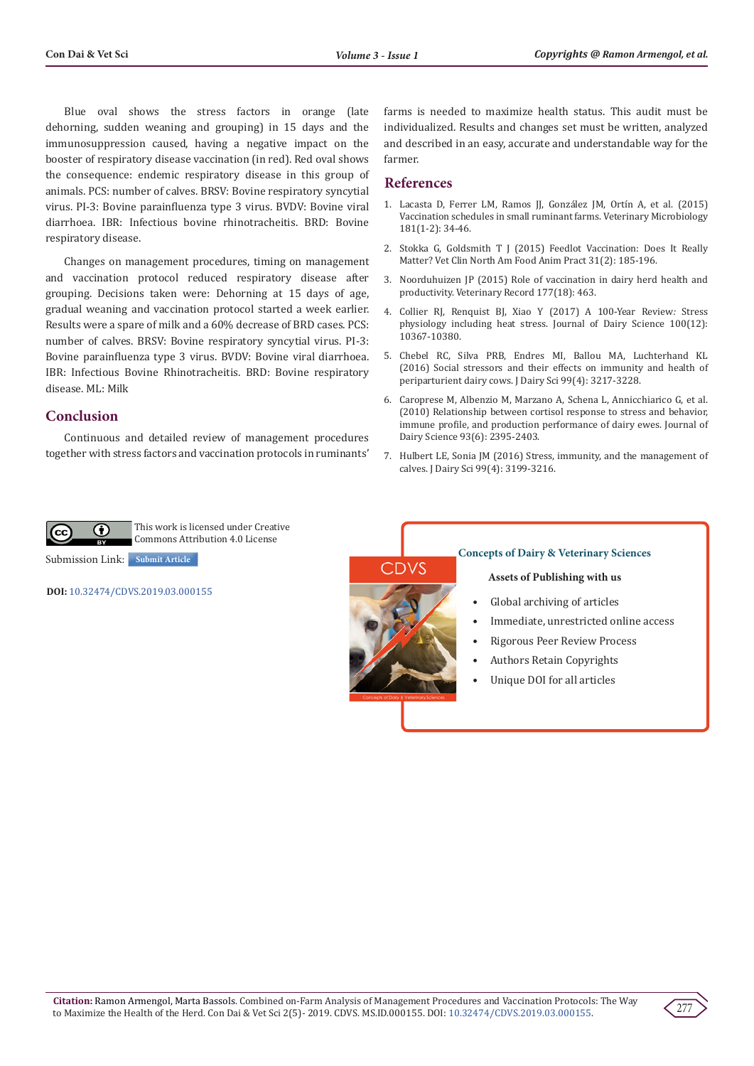Blue oval shows the stress factors in orange (late dehorning, sudden weaning and grouping) in 15 days and the immunosuppression caused, having a negative impact on the booster of respiratory disease vaccination (in red). Red oval shows the consequence: endemic respiratory disease in this group of animals. PCS: number of calves. BRSV: Bovine respiratory syncytial virus. PI-3: Bovine parainfluenza type 3 virus. BVDV: Bovine viral diarrhoea. IBR: Infectious bovine rhinotracheitis. BRD: Bovine respiratory disease.

Changes on management procedures, timing on management and vaccination protocol reduced respiratory disease after grouping. Decisions taken were: Dehorning at 15 days of age, gradual weaning and vaccination protocol started a week earlier. Results were a spare of milk and a 60% decrease of BRD cases. PCS: number of calves. BRSV: Bovine respiratory syncytial virus. PI-3: Bovine parainfluenza type 3 virus. BVDV: Bovine viral diarrhoea. IBR: Infectious Bovine Rhinotracheitis. BRD: Bovine respiratory disease. ML: Milk

## Conclusion

Continuous and detailed review of management procedures together with stress factors and vaccination protocols in ruminants' farms is needed to maximize health status. This audit must be individualized. Results and changes set must be written, analyzed and described in an easy, accurate and understandable way for the farmer.

## References

1. Lacasta D, Ferrer LM, Ramos JJ, González JM, Ortín A, et al. (2015) Vaccination schedules in small ruminant farms. Veterinary Microbiology 181(1-2): 34-46.
2. Stokka G, Goldsmith T J (2015) Feedlot Vaccination: Does It Really Matter? Vet Clin North Am Food Anim Pract 31(2): 185-196.
3. Noorduhuizen JP (2015) Role of vaccination in dairy herd health and productivity. Veterinary Record 177(18): 463.
4. Collier RJ, Renquist BJ, Xiao Y (2017) A 100-Year Review: Stress physiology including heat stress. Journal of Dairy Science 100(12): 10367-10380.
5. Chebel RC, Silva PRB, Endres MI, Ballou MA, Luchterhand KL (2016) Social stressors and their effects on immunity and health of periparturient dairy cows. J Dairy Sci 99(4): 3217-3228.
6. Caroprese M, Albenzio M, Marzano A, Schena L, Annicchiarico G, et al. (2010) Relationship between cortisol response to stress and behavior, immune profile, and production performance of dairy ewes. Journal of Dairy Science 93(6): 2395-2403.
7. Hulbert LE, Sonia JM (2016) Stress, immunity, and the management of calves. J Dairy Sci 99(4): 3199-3216.

This work is licensed under Creative Commons Attribution 4.0 License

Submission Link: Submit Article

**DOI:** 10.32474/CDVS.2019.03.000155

**Concepts of Dairy & Veterinary Sciences**

**Assets of Publishing with us**

- Global archiving of articles
- Immediate, unrestricted online access
- Rigorous Peer Review Process
- Authors Retain Copyrights
- Unique DOI for all articles

**Citation:** Ramon Armengol, Marta Bassols. Combined on-Farm Analysis of Management Procedures and Vaccination Protocols: The Way to Maximize the Health of the Herd. Con Dai & Vet Sci 2(5)- 2019. CDVS. MS.ID.000155. DOI: 10.32474/CDVS.2019.03.000155.